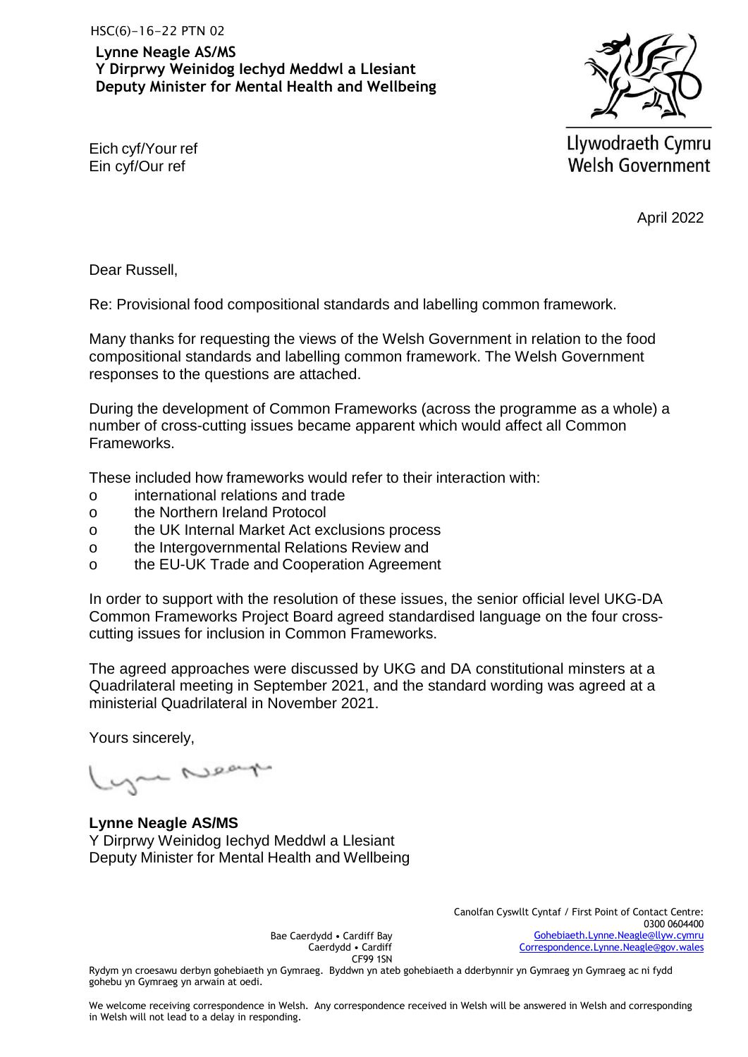HSC(6)-16-22 PTN 02

**Lynne Neagle AS/MS**
**Y Dirprwy Weinidog Iechyd Meddwl a Llesiant**
**Deputy Minister for Mental Health and Wellbeing**

Llywodraeth Cymru
Welsh Government

Eich cyf/Your ref
Ein cyf/Our ref

April 2022

Dear Russell,

Re: Provisional food compositional standards and labelling common framework.

Many thanks for requesting the views of the Welsh Government in relation to the food compositional standards and labelling common framework. The Welsh Government responses to the questions are attached.

During the development of Common Frameworks (across the programme as a whole) a number of cross-cutting issues became apparent which would affect all Common Frameworks.

These included how frameworks would refer to their interaction with:

- international relations and trade
- the Northern Ireland Protocol
- the UK Internal Market Act exclusions process
- the Intergovernmental Relations Review and
- the EU-UK Trade and Cooperation Agreement

In order to support with the resolution of these issues, the senior official level UKG-DA Common Frameworks Project Board agreed standardised language on the four cross-cutting issues for inclusion in Common Frameworks.

The agreed approaches were discussed by UKG and DA constitutional minsters at a Quadrilateral meeting in September 2021, and the standard wording was agreed at a ministerial Quadrilateral in November 2021.

Yours sincerely,

**Lynne Neagle AS/MS**
Y Dirprwy Weinidog Iechyd Meddwl a Llesiant
Deputy Minister for Mental Health and Wellbeing

Bae Caerdydd • Cardiff Bay
Caerdydd • Cardiff
CF99 1SN

Canolfan Cyswllt Cyntaf / First Point of Contact Centre:
0300 0604400
Gohebiaeth.Lynne.Neagle@llyw.cymru
Correspondence.Lynne.Neagle@gov.wales

Rydym yn croesawu derbyn gohebiaeth yn Gymraeg. Byddwn yn ateb gohebiaeth a dderbynnir yn Gymraeg yn Gymraeg ac ni fydd gohebu yn Gymraeg yn arwain at oedi.

We welcome receiving correspondence in Welsh. Any correspondence received in Welsh will be answered in Welsh and corresponding in Welsh will not lead to a delay in responding.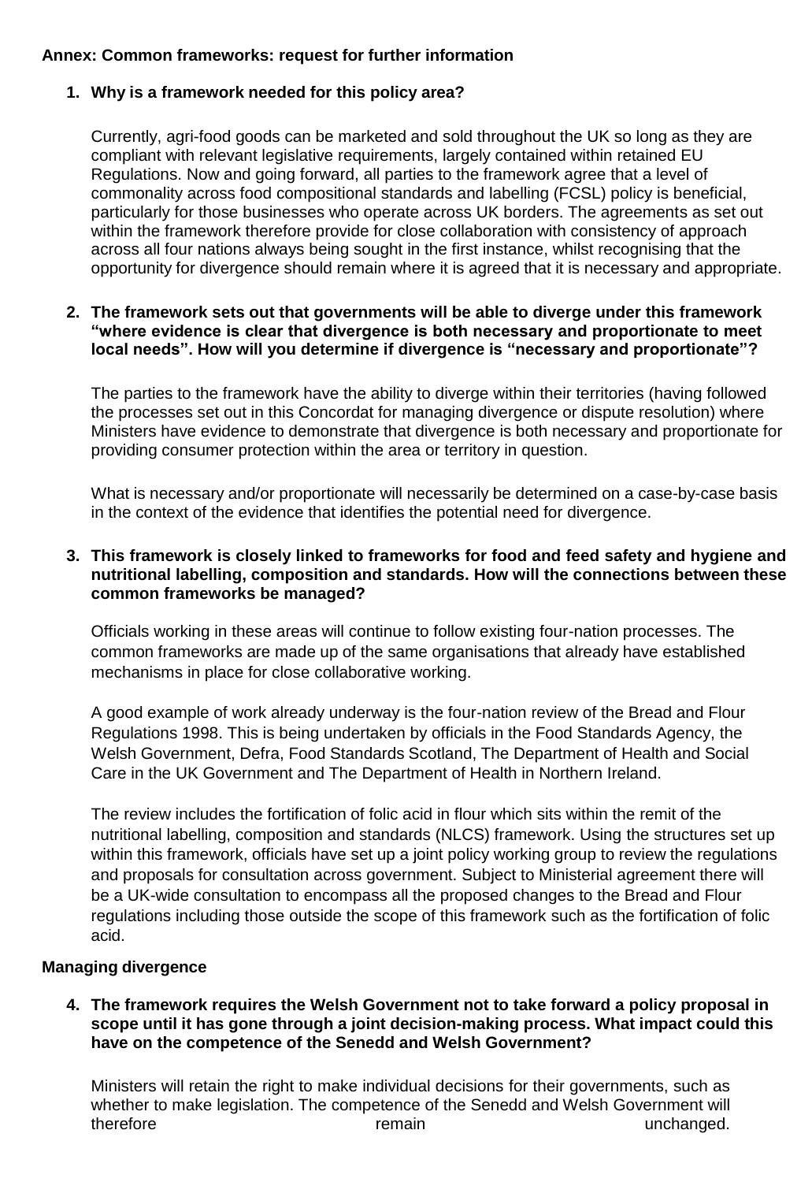**Annex: Common frameworks: request for further information**

1. **Why is a framework needed for this policy area?**

   Currently, agri-food goods can be marketed and sold throughout the UK so long as they are compliant with relevant legislative requirements, largely contained within retained EU Regulations. Now and going forward, all parties to the framework agree that a level of commonality across food compositional standards and labelling (FCSL) policy is beneficial, particularly for those businesses who operate across UK borders. The agreements as set out within the framework therefore provide for close collaboration with consistency of approach across all four nations always being sought in the first instance, whilst recognising that the opportunity for divergence should remain where it is agreed that it is necessary and appropriate.

2. **The framework sets out that governments will be able to diverge under this framework "where evidence is clear that divergence is both necessary and proportionate to meet local needs". How will you determine if divergence is "necessary and proportionate"?**

   The parties to the framework have the ability to diverge within their territories (having followed the processes set out in this Concordat for managing divergence or dispute resolution) where Ministers have evidence to demonstrate that divergence is both necessary and proportionate for providing consumer protection within the area or territory in question.

   What is necessary and/or proportionate will necessarily be determined on a case-by-case basis in the context of the evidence that identifies the potential need for divergence.

3. **This framework is closely linked to frameworks for food and feed safety and hygiene and nutritional labelling, composition and standards. How will the connections between these common frameworks be managed?**

   Officials working in these areas will continue to follow existing four-nation processes. The common frameworks are made up of the same organisations that already have established mechanisms in place for close collaborative working.

   A good example of work already underway is the four-nation review of the Bread and Flour Regulations 1998. This is being undertaken by officials in the Food Standards Agency, the Welsh Government, Defra, Food Standards Scotland, The Department of Health and Social Care in the UK Government and The Department of Health in Northern Ireland.

   The review includes the fortification of folic acid in flour which sits within the remit of the nutritional labelling, composition and standards (NLCS) framework. Using the structures set up within this framework, officials have set up a joint policy working group to review the regulations and proposals for consultation across government. Subject to Ministerial agreement there will be a UK-wide consultation to encompass all the proposed changes to the Bread and Flour regulations including those outside the scope of this framework such as the fortification of folic acid.

**Managing divergence**

4. **The framework requires the Welsh Government not to take forward a policy proposal in scope until it has gone through a joint decision-making process. What impact could this have on the competence of the Senedd and Welsh Government?**

   Ministers will retain the right to make individual decisions for their governments, such as whether to make legislation. The competence of the Senedd and Welsh Government will therefore remain unchanged.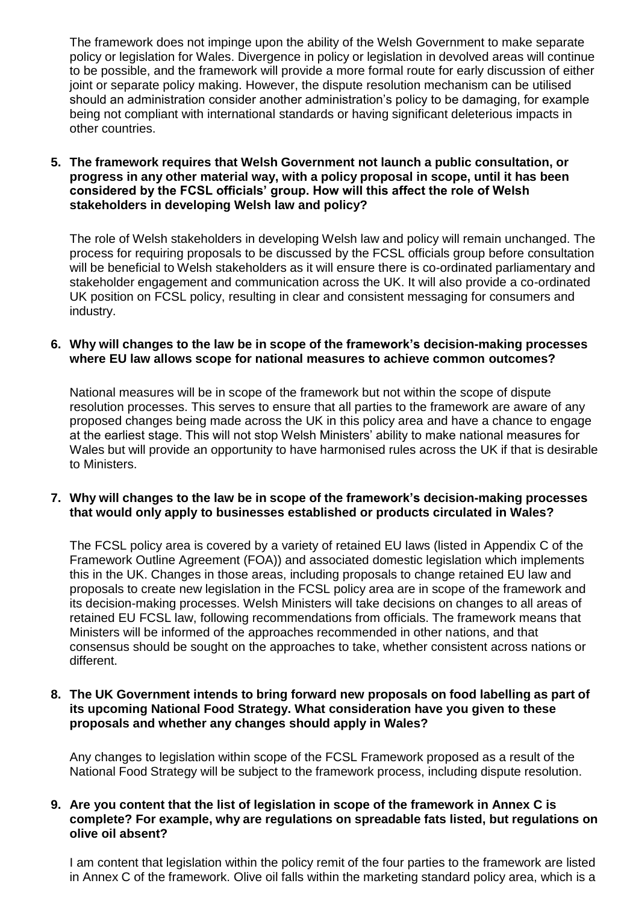The framework does not impinge upon the ability of the Welsh Government to make separate policy or legislation for Wales. Divergence in policy or legislation in devolved areas will continue to be possible, and the framework will provide a more formal route for early discussion of either joint or separate policy making. However, the dispute resolution mechanism can be utilised should an administration consider another administration's policy to be damaging, for example being not compliant with international standards or having significant deleterious impacts in other countries.

**5. The framework requires that Welsh Government not launch a public consultation, or progress in any other material way, with a policy proposal in scope, until it has been considered by the FCSL officials' group. How will this affect the role of Welsh stakeholders in developing Welsh law and policy?**

The role of Welsh stakeholders in developing Welsh law and policy will remain unchanged. The process for requiring proposals to be discussed by the FCSL officials group before consultation will be beneficial to Welsh stakeholders as it will ensure there is co-ordinated parliamentary and stakeholder engagement and communication across the UK. It will also provide a co-ordinated UK position on FCSL policy, resulting in clear and consistent messaging for consumers and industry.

**6. Why will changes to the law be in scope of the framework's decision-making processes where EU law allows scope for national measures to achieve common outcomes?**

National measures will be in scope of the framework but not within the scope of dispute resolution processes. This serves to ensure that all parties to the framework are aware of any proposed changes being made across the UK in this policy area and have a chance to engage at the earliest stage. This will not stop Welsh Ministers' ability to make national measures for Wales but will provide an opportunity to have harmonised rules across the UK if that is desirable to Ministers.

**7. Why will changes to the law be in scope of the framework's decision-making processes that would only apply to businesses established or products circulated in Wales?**

The FCSL policy area is covered by a variety of retained EU laws (listed in Appendix C of the Framework Outline Agreement (FOA)) and associated domestic legislation which implements this in the UK. Changes in those areas, including proposals to change retained EU law and proposals to create new legislation in the FCSL policy area are in scope of the framework and its decision-making processes. Welsh Ministers will take decisions on changes to all areas of retained EU FCSL law, following recommendations from officials. The framework means that Ministers will be informed of the approaches recommended in other nations, and that consensus should be sought on the approaches to take, whether consistent across nations or different.

**8. The UK Government intends to bring forward new proposals on food labelling as part of its upcoming National Food Strategy. What consideration have you given to these proposals and whether any changes should apply in Wales?**

Any changes to legislation within scope of the FCSL Framework proposed as a result of the National Food Strategy will be subject to the framework process, including dispute resolution.

**9. Are you content that the list of legislation in scope of the framework in Annex C is complete? For example, why are regulations on spreadable fats listed, but regulations on olive oil absent?**

I am content that legislation within the policy remit of the four parties to the framework are listed in Annex C of the framework. Olive oil falls within the marketing standard policy area, which is a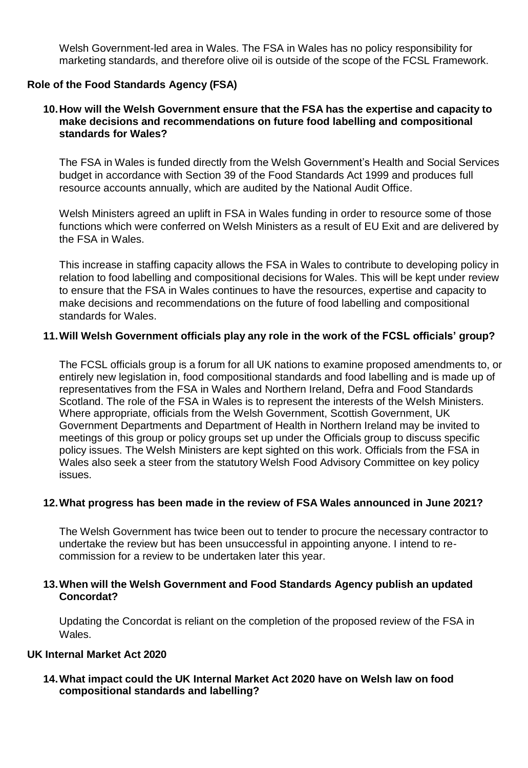Welsh Government-led area in Wales. The FSA in Wales has no policy responsibility for marketing standards, and therefore olive oil is outside of the scope of the FCSL Framework.

## Role of the Food Standards Agency (FSA)

**10. How will the Welsh Government ensure that the FSA has the expertise and capacity to make decisions and recommendations on future food labelling and compositional standards for Wales?**

The FSA in Wales is funded directly from the Welsh Government's Health and Social Services budget in accordance with Section 39 of the Food Standards Act 1999 and produces full resource accounts annually, which are audited by the National Audit Office.

Welsh Ministers agreed an uplift in FSA in Wales funding in order to resource some of those functions which were conferred on Welsh Ministers as a result of EU Exit and are delivered by the FSA in Wales.

This increase in staffing capacity allows the FSA in Wales to contribute to developing policy in relation to food labelling and compositional decisions for Wales. This will be kept under review to ensure that the FSA in Wales continues to have the resources, expertise and capacity to make decisions and recommendations on the future of food labelling and compositional standards for Wales.

**11. Will Welsh Government officials play any role in the work of the FCSL officials' group?**

The FCSL officials group is a forum for all UK nations to examine proposed amendments to, or entirely new legislation in, food compositional standards and food labelling and is made up of representatives from the FSA in Wales and Northern Ireland, Defra and Food Standards Scotland. The role of the FSA in Wales is to represent the interests of the Welsh Ministers. Where appropriate, officials from the Welsh Government, Scottish Government, UK Government Departments and Department of Health in Northern Ireland may be invited to meetings of this group or policy groups set up under the Officials group to discuss specific policy issues. The Welsh Ministers are kept sighted on this work. Officials from the FSA in Wales also seek a steer from the statutory Welsh Food Advisory Committee on key policy issues.

**12. What progress has been made in the review of FSA Wales announced in June 2021?**

The Welsh Government has twice been out to tender to procure the necessary contractor to undertake the review but has been unsuccessful in appointing anyone. I intend to re-commission for a review to be undertaken later this year.

**13. When will the Welsh Government and Food Standards Agency publish an updated Concordat?**

Updating the Concordat is reliant on the completion of the proposed review of the FSA in Wales.

## UK Internal Market Act 2020

**14. What impact could the UK Internal Market Act 2020 have on Welsh law on food compositional standards and labelling?**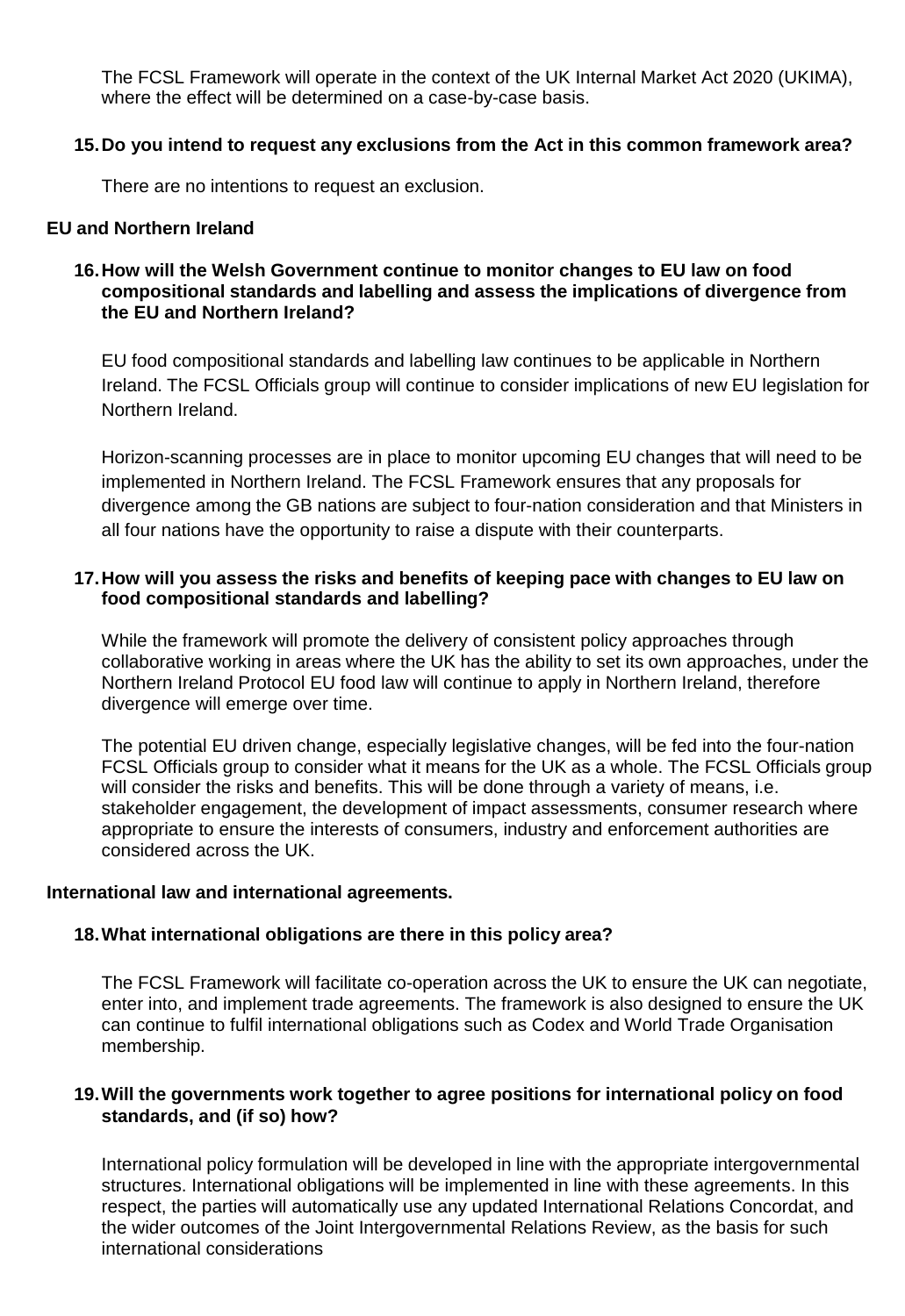The FCSL Framework will operate in the context of the UK Internal Market Act 2020 (UKIMA), where the effect will be determined on a case-by-case basis.

**15. Do you intend to request any exclusions from the Act in this common framework area?**

There are no intentions to request an exclusion.

**EU and Northern Ireland**

**16. How will the Welsh Government continue to monitor changes to EU law on food compositional standards and labelling and assess the implications of divergence from the EU and Northern Ireland?**

EU food compositional standards and labelling law continues to be applicable in Northern Ireland. The FCSL Officials group will continue to consider implications of new EU legislation for Northern Ireland.

Horizon-scanning processes are in place to monitor upcoming EU changes that will need to be implemented in Northern Ireland. The FCSL Framework ensures that any proposals for divergence among the GB nations are subject to four-nation consideration and that Ministers in all four nations have the opportunity to raise a dispute with their counterparts.

**17. How will you assess the risks and benefits of keeping pace with changes to EU law on food compositional standards and labelling?**

While the framework will promote the delivery of consistent policy approaches through collaborative working in areas where the UK has the ability to set its own approaches, under the Northern Ireland Protocol EU food law will continue to apply in Northern Ireland, therefore divergence will emerge over time.

The potential EU driven change, especially legislative changes, will be fed into the four-nation FCSL Officials group to consider what it means for the UK as a whole. The FCSL Officials group will consider the risks and benefits. This will be done through a variety of means, i.e. stakeholder engagement, the development of impact assessments, consumer research where appropriate to ensure the interests of consumers, industry and enforcement authorities are considered across the UK.

**International law and international agreements.**

**18. What international obligations are there in this policy area?**

The FCSL Framework will facilitate co-operation across the UK to ensure the UK can negotiate, enter into, and implement trade agreements. The framework is also designed to ensure the UK can continue to fulfil international obligations such as Codex and World Trade Organisation membership.

**19. Will the governments work together to agree positions for international policy on food standards, and (if so) how?**

International policy formulation will be developed in line with the appropriate intergovernmental structures. International obligations will be implemented in line with these agreements. In this respect, the parties will automatically use any updated International Relations Concordat, and the wider outcomes of the Joint Intergovernmental Relations Review, as the basis for such international considerations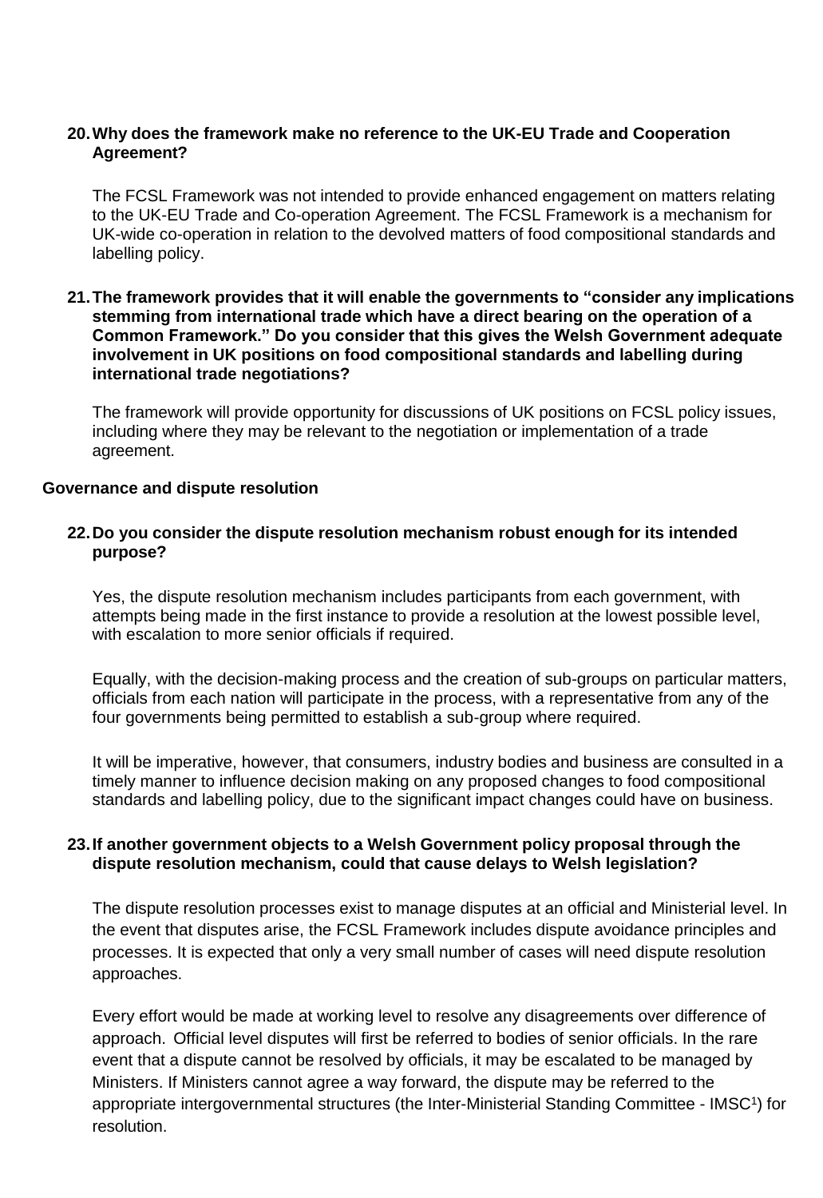**20. Why does the framework make no reference to the UK-EU Trade and Cooperation Agreement?**

The FCSL Framework was not intended to provide enhanced engagement on matters relating to the UK-EU Trade and Co-operation Agreement. The FCSL Framework is a mechanism for UK-wide co-operation in relation to the devolved matters of food compositional standards and labelling policy.

**21. The framework provides that it will enable the governments to "consider any implications stemming from international trade which have a direct bearing on the operation of a Common Framework." Do you consider that this gives the Welsh Government adequate involvement in UK positions on food compositional standards and labelling during international trade negotiations?**

The framework will provide opportunity for discussions of UK positions on FCSL policy issues, including where they may be relevant to the negotiation or implementation of a trade agreement.

**Governance and dispute resolution**

**22. Do you consider the dispute resolution mechanism robust enough for its intended purpose?**

Yes, the dispute resolution mechanism includes participants from each government, with attempts being made in the first instance to provide a resolution at the lowest possible level, with escalation to more senior officials if required.

Equally, with the decision-making process and the creation of sub-groups on particular matters, officials from each nation will participate in the process, with a representative from any of the four governments being permitted to establish a sub-group where required.

It will be imperative, however, that consumers, industry bodies and business are consulted in a timely manner to influence decision making on any proposed changes to food compositional standards and labelling policy, due to the significant impact changes could have on business.

**23. If another government objects to a Welsh Government policy proposal through the dispute resolution mechanism, could that cause delays to Welsh legislation?**

The dispute resolution processes exist to manage disputes at an official and Ministerial level. In the event that disputes arise, the FCSL Framework includes dispute avoidance principles and processes. It is expected that only a very small number of cases will need dispute resolution approaches.

Every effort would be made at working level to resolve any disagreements over difference of approach. Official level disputes will first be referred to bodies of senior officials. In the rare event that a dispute cannot be resolved by officials, it may be escalated to be managed by Ministers. If Ministers cannot agree a way forward, the dispute may be referred to the appropriate intergovernmental structures (the Inter-Ministerial Standing Committee - IMSC[1]) for resolution.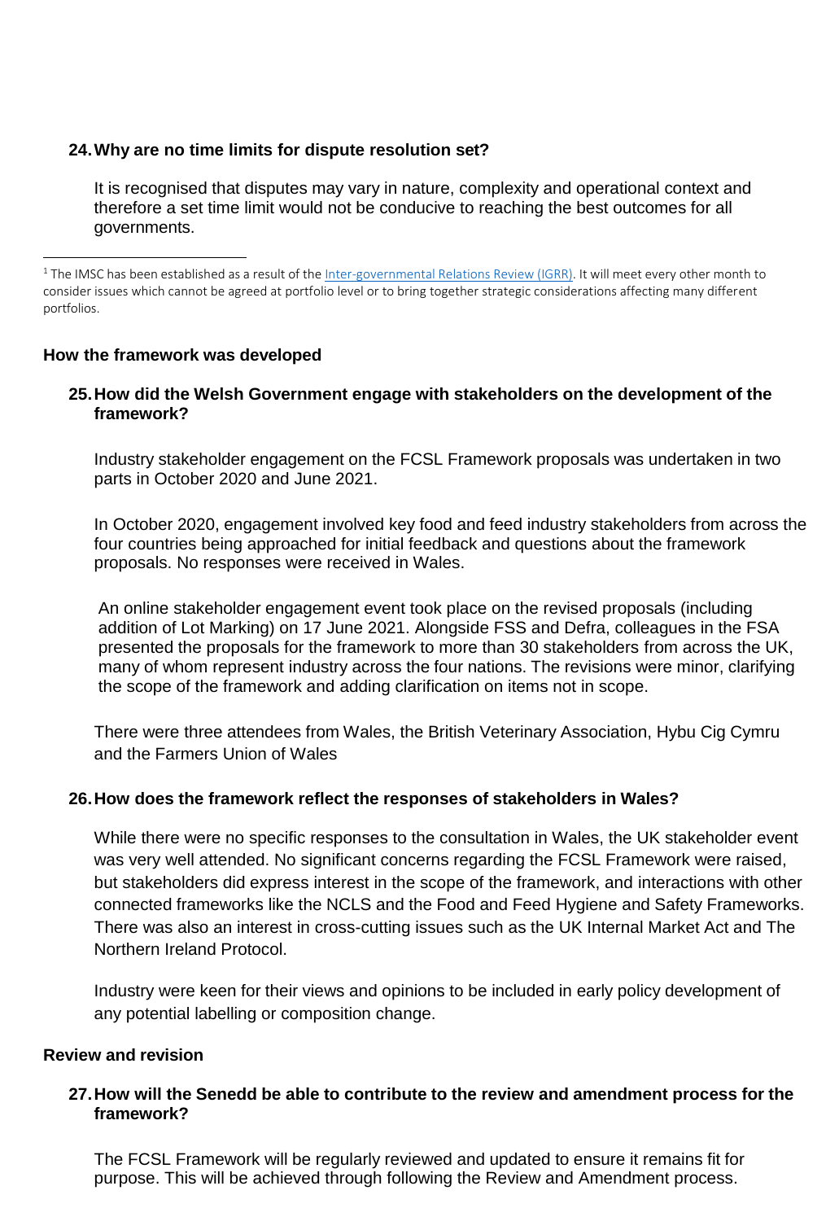**24. Why are no time limits for dispute resolution set?**

It is recognised that disputes may vary in nature, complexity and operational context and therefore a set time limit would not be conducive to reaching the best outcomes for all governments.

[1] The IMSC has been established as a result of the Inter-governmental Relations Review (IGRR). It will meet every other month to consider issues which cannot be agreed at portfolio level or to bring together strategic considerations affecting many different portfolios.

## How the framework was developed

**25. How did the Welsh Government engage with stakeholders on the development of the framework?**

Industry stakeholder engagement on the FCSL Framework proposals was undertaken in two parts in October 2020 and June 2021.

In October 2020, engagement involved key food and feed industry stakeholders from across the four countries being approached for initial feedback and questions about the framework proposals. No responses were received in Wales.

An online stakeholder engagement event took place on the revised proposals (including addition of Lot Marking) on 17 June 2021. Alongside FSS and Defra, colleagues in the FSA presented the proposals for the framework to more than 30 stakeholders from across the UK, many of whom represent industry across the four nations. The revisions were minor, clarifying the scope of the framework and adding clarification on items not in scope.

There were three attendees from Wales, the British Veterinary Association, Hybu Cig Cymru and the Farmers Union of Wales

**26. How does the framework reflect the responses of stakeholders in Wales?**

While there were no specific responses to the consultation in Wales, the UK stakeholder event was very well attended. No significant concerns regarding the FCSL Framework were raised, but stakeholders did express interest in the scope of the framework, and interactions with other connected frameworks like the NCLS and the Food and Feed Hygiene and Safety Frameworks. There was also an interest in cross-cutting issues such as the UK Internal Market Act and The Northern Ireland Protocol.

Industry were keen for their views and opinions to be included in early policy development of any potential labelling or composition change.

## Review and revision

**27. How will the Senedd be able to contribute to the review and amendment process for the framework?**

The FCSL Framework will be regularly reviewed and updated to ensure it remains fit for purpose. This will be achieved through following the Review and Amendment process.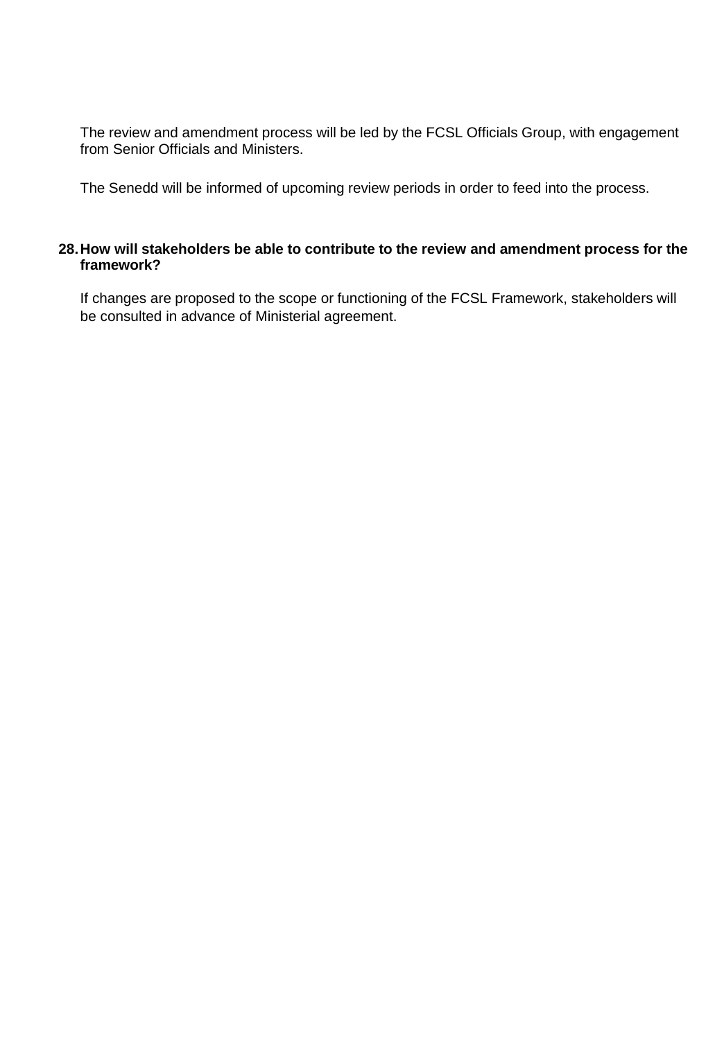The review and amendment process will be led by the FCSL Officials Group, with engagement from Senior Officials and Ministers.

The Senedd will be informed of upcoming review periods in order to feed into the process.

**28. How will stakeholders be able to contribute to the review and amendment process for the framework?**

If changes are proposed to the scope or functioning of the FCSL Framework, stakeholders will be consulted in advance of Ministerial agreement.